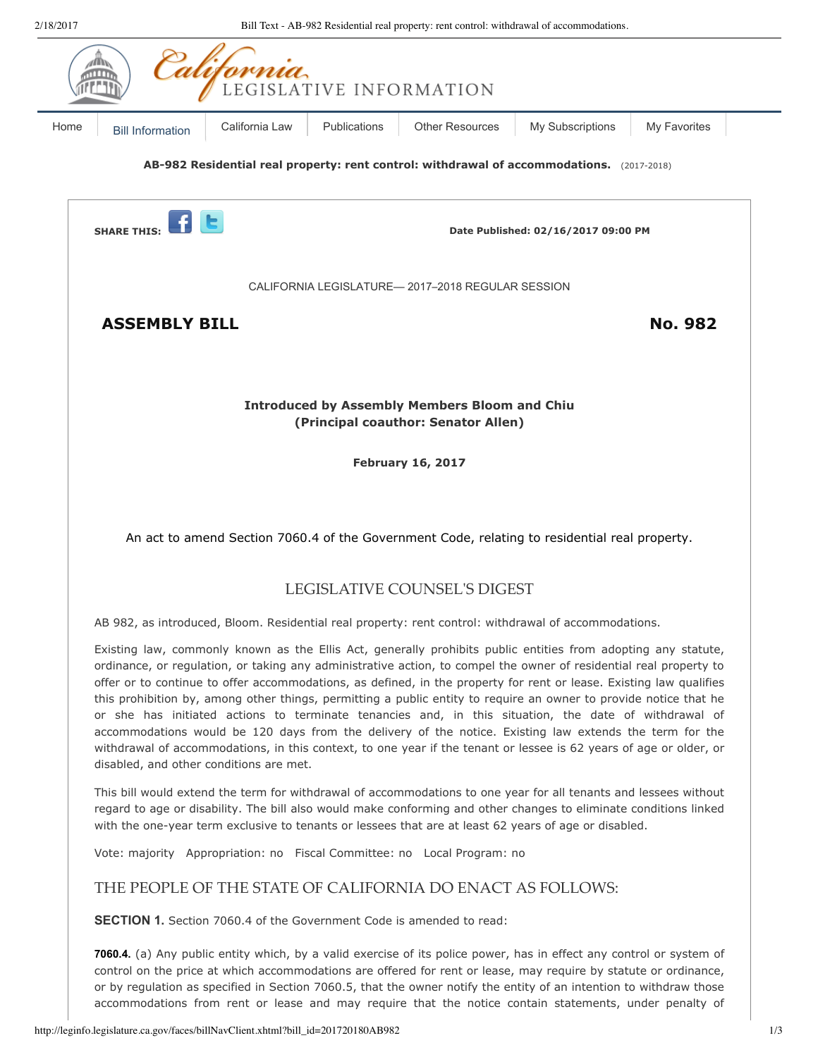**AB-982 Residential real property: rent control: withdrawal of accommodations.** (2017-2018)

Date Published: 02/16/2017 09:00 PM

CALIFORNIA LEGISLATURE— 2017–2018 REGULAR SESSION

# ASSEMBLY BILL No. 982

**Introduced by Assembly Members Bloom and Chiu**
**(Principal coauthor: Senator Allen)**

**February 16, 2017**

An act to amend Section 7060.4 of the Government Code, relating to residential real property.

## LEGISLATIVE COUNSEL'S DIGEST

AB 982, as introduced, Bloom. Residential real property: rent control: withdrawal of accommodations.

Existing law, commonly known as the Ellis Act, generally prohibits public entities from adopting any statute, ordinance, or regulation, or taking any administrative action, to compel the owner of residential real property to offer or to continue to offer accommodations, as defined, in the property for rent or lease. Existing law qualifies this prohibition by, among other things, permitting a public entity to require an owner to provide notice that he or she has initiated actions to terminate tenancies and, in this situation, the date of withdrawal of accommodations would be 120 days from the delivery of the notice. Existing law extends the term for the withdrawal of accommodations, in this context, to one year if the tenant or lessee is 62 years of age or older, or disabled, and other conditions are met.

This bill would extend the term for withdrawal of accommodations to one year for all tenants and lessees without regard to age or disability. The bill also would make conforming and other changes to eliminate conditions linked with the one-year term exclusive to tenants or lessees that are at least 62 years of age or disabled.

Vote: majority   Appropriation: no   Fiscal Committee: no   Local Program: no

## THE PEOPLE OF THE STATE OF CALIFORNIA DO ENACT AS FOLLOWS:

**SECTION 1.** Section 7060.4 of the Government Code is amended to read:

**7060.4.** (a) Any public entity which, by a valid exercise of its police power, has in effect any control or system of control on the price at which accommodations are offered for rent or lease, may require by statute or ordinance, or by regulation as specified in Section 7060.5, that the owner notify the entity of an intention to withdraw those accommodations from rent or lease and may require that the notice contain statements, under penalty of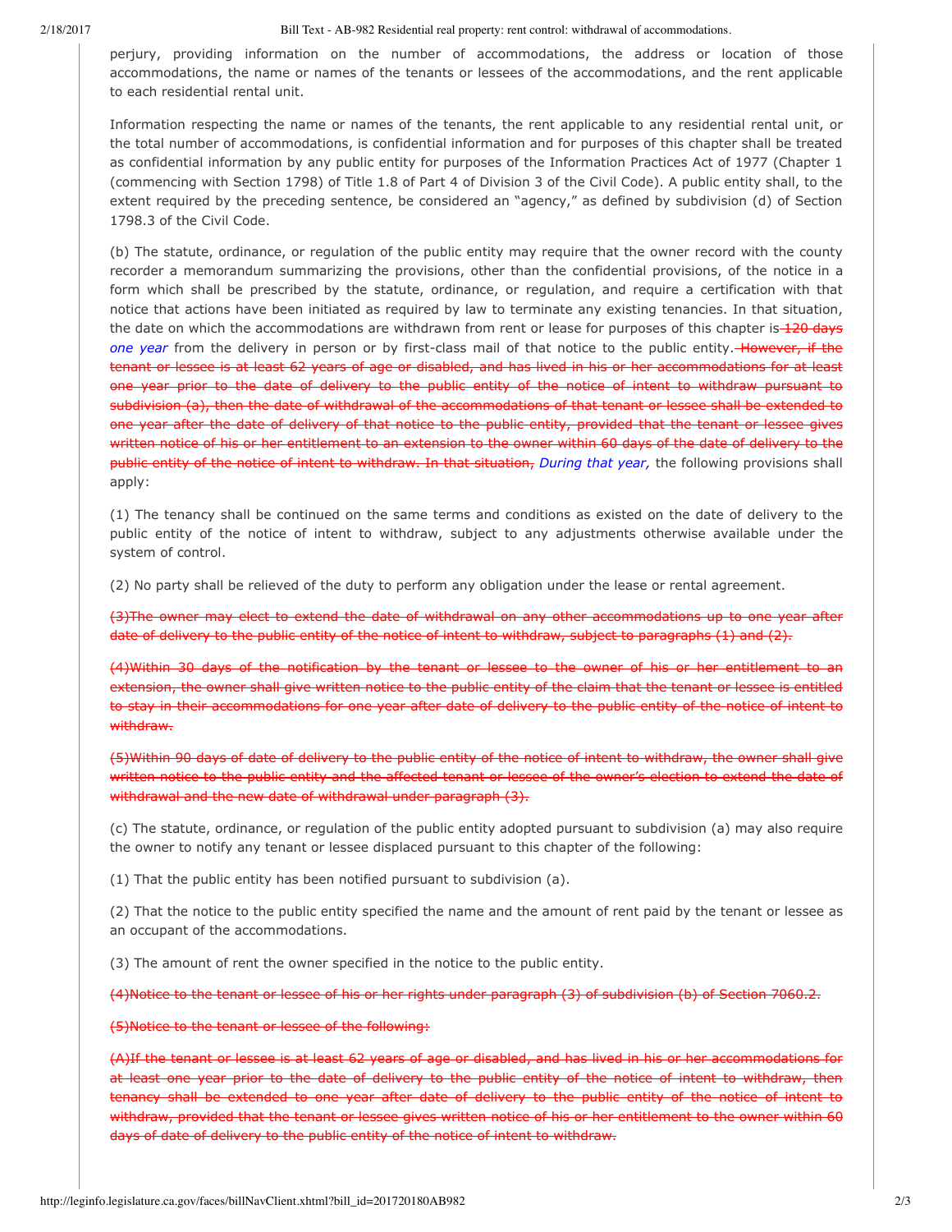perjury, providing information on the number of accommodations, the address or location of those accommodations, the name or names of the tenants or lessees of the accommodations, and the rent applicable to each residential rental unit.

Information respecting the name or names of the tenants, the rent applicable to any residential rental unit, or the total number of accommodations, is confidential information and for purposes of this chapter shall be treated as confidential information by any public entity for purposes of the Information Practices Act of 1977 (Chapter 1 (commencing with Section 1798) of Title 1.8 of Part 4 of Division 3 of the Civil Code). A public entity shall, to the extent required by the preceding sentence, be considered an "agency," as defined by subdivision (d) of Section 1798.3 of the Civil Code.

(b) The statute, ordinance, or regulation of the public entity may require that the owner record with the county recorder a memorandum summarizing the provisions, other than the confidential provisions, of the notice in a form which shall be prescribed by the statute, ordinance, or regulation, and require a certification with that notice that actions have been initiated as required by law to terminate any existing tenancies. In that situation, the date on which the accommodations are withdrawn from rent or lease for purposes of this chapter is ~~120 days~~ *one year* from the delivery in person or by first-class mail of that notice to the public entity. ~~However, if the tenant or lessee is at least 62 years of age or disabled, and has lived in his or her accommodations for at least one year prior to the date of delivery to the public entity of the notice of intent to withdraw pursuant to subdivision (a), then the date of withdrawal of the accommodations of that tenant or lessee shall be extended to one year after the date of delivery of that notice to the public entity, provided that the tenant or lessee gives written notice of his or her entitlement to an extension to the owner within 60 days of the date of delivery to the public entity of the notice of intent to withdraw. In that situation,~~ *During that year,* the following provisions shall apply:

(1) The tenancy shall be continued on the same terms and conditions as existed on the date of delivery to the public entity of the notice of intent to withdraw, subject to any adjustments otherwise available under the system of control.

(2) No party shall be relieved of the duty to perform any obligation under the lease or rental agreement.

~~(3)The owner may elect to extend the date of withdrawal on any other accommodations up to one year after date of delivery to the public entity of the notice of intent to withdraw, subject to paragraphs (1) and (2).~~

~~(4)Within 30 days of the notification by the tenant or lessee to the owner of his or her entitlement to an extension, the owner shall give written notice to the public entity of the claim that the tenant or lessee is entitled to stay in their accommodations for one year after date of delivery to the public entity of the notice of intent to withdraw.~~

~~(5)Within 90 days of date of delivery to the public entity of the notice of intent to withdraw, the owner shall give written notice to the public entity and the affected tenant or lessee of the owner's election to extend the date of withdrawal and the new date of withdrawal under paragraph (3).~~

(c) The statute, ordinance, or regulation of the public entity adopted pursuant to subdivision (a) may also require the owner to notify any tenant or lessee displaced pursuant to this chapter of the following:

(1) That the public entity has been notified pursuant to subdivision (a).

(2) That the notice to the public entity specified the name and the amount of rent paid by the tenant or lessee as an occupant of the accommodations.

(3) The amount of rent the owner specified in the notice to the public entity.

~~(4)Notice to the tenant or lessee of his or her rights under paragraph (3) of subdivision (b) of Section 7060.2.~~

~~(5)Notice to the tenant or lessee of the following:~~

~~(A)If the tenant or lessee is at least 62 years of age or disabled, and has lived in his or her accommodations for at least one year prior to the date of delivery to the public entity of the notice of intent to withdraw, then tenancy shall be extended to one year after date of delivery to the public entity of the notice of intent to withdraw, provided that the tenant or lessee gives written notice of his or her entitlement to the owner within 60 days of date of delivery to the public entity of the notice of intent to withdraw.~~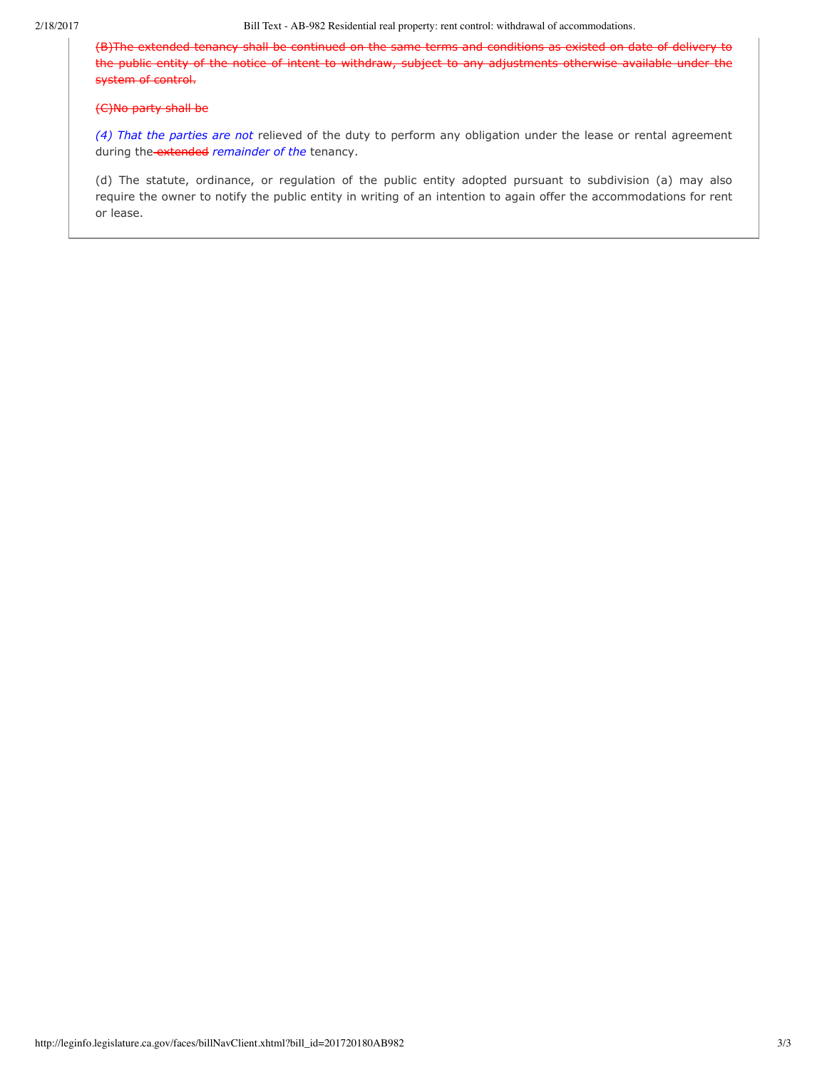~~(B)The extended tenancy shall be continued on the same terms and conditions as existed on date of delivery to the public entity of the notice of intent to withdraw, subject to any adjustments otherwise available under the system of control.~~

~~(C)No party shall be~~

*(4) That the parties are not* relieved of the duty to perform any obligation under the lease or rental agreement during the ~~extended~~ *remainder of the* tenancy.

(d) The statute, ordinance, or regulation of the public entity adopted pursuant to subdivision (a) may also require the owner to notify the public entity in writing of an intention to again offer the accommodations for rent or lease.